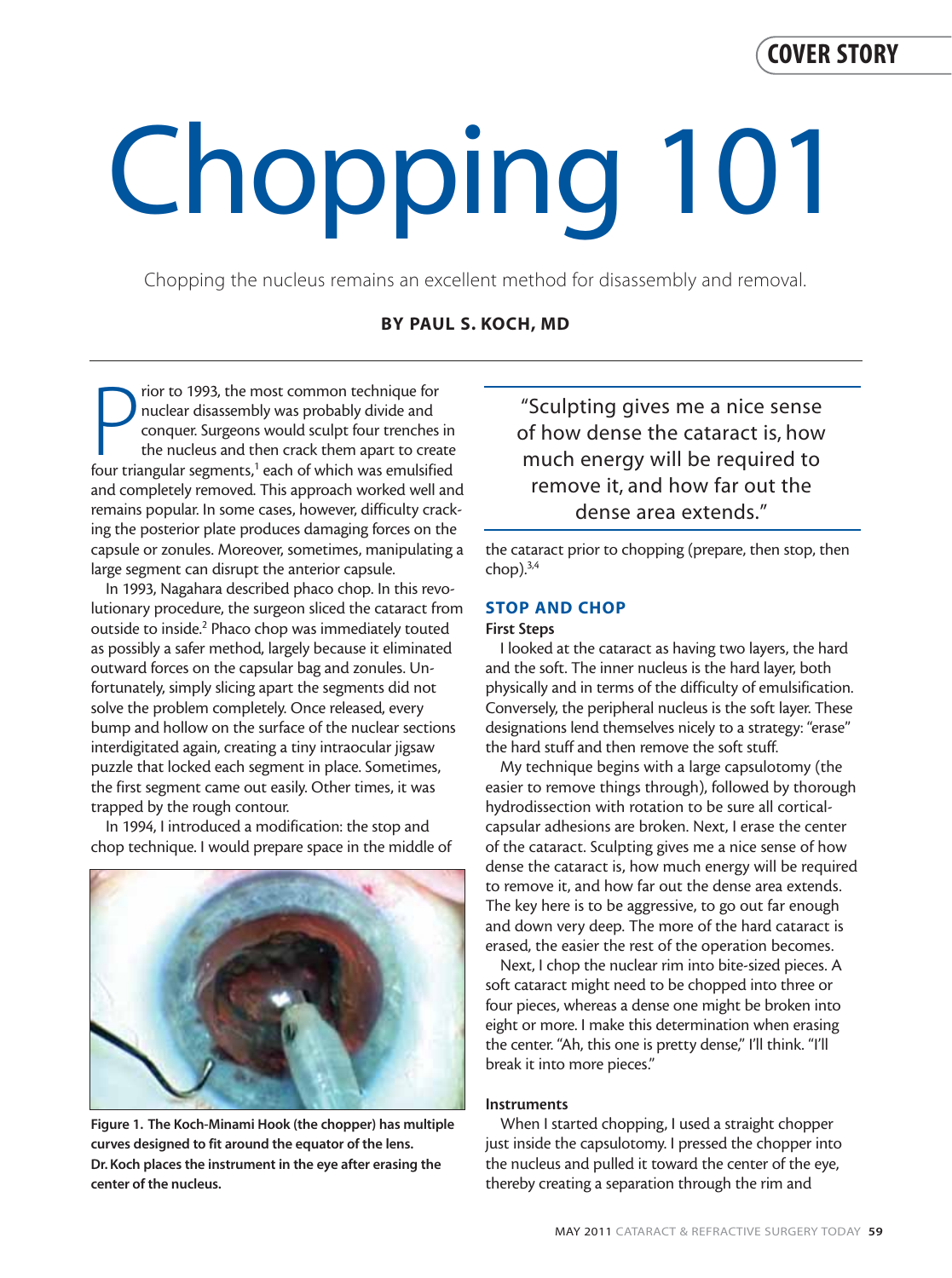# Chopping 101

Chopping the nucleus remains an excellent method for disassembly and removal.

**BY PAUL S. KOCH, MD**

Prior to 1993, the most common technique for nuclear disassembly was probably divide and conquer. Surgeons would sculpt four trenches in the nucleus and then crack them apart to create four triangular segments,[1] each of which was emulsified and completely removed. This approach worked well and remains popular. In some cases, however, difficulty cracking the posterior plate produces damaging forces on the capsule or zonules. Moreover, sometimes, manipulating a large segment can disrupt the anterior capsule.

In 1993, Nagahara described phaco chop. In this revolutionary procedure, the surgeon sliced the cataract from outside to inside.[2] Phaco chop was immediately touted as possibly a safer method, largely because it eliminated outward forces on the capsular bag and zonules. Unfortunately, simply slicing apart the segments did not solve the problem completely. Once released, every bump and hollow on the surface of the nuclear sections interdigitated again, creating a tiny intraocular jigsaw puzzle that locked each segment in place. Sometimes, the first segment came out easily. Other times, it was trapped by the rough contour.

In 1994, I introduced a modification: the stop and chop technique. I would prepare space in the middle of the cataract prior to chopping (prepare, then stop, then chop).[3,4]

Figure 1. The Koch-Minami Hook (the chopper) has multiple curves designed to fit around the equator of the lens. Dr. Koch places the instrument in the eye after erasing the center of the nucleus.

> "Sculpting gives me a nice sense of how dense the cataract is, how much energy will be required to remove it, and how far out the dense area extends."

## STOP AND CHOP

### First Steps

I looked at the cataract as having two layers, the hard and the soft. The inner nucleus is the hard layer, both physically and in terms of the difficulty of emulsification. Conversely, the peripheral nucleus is the soft layer. These designations lend themselves nicely to a strategy: "erase" the hard stuff and then remove the soft stuff.

My technique begins with a large capsulotomy (the easier to remove things through), followed by thorough hydrodissection with rotation to be sure all cortical-capsular adhesions are broken. Next, I erase the center of the cataract. Sculpting gives me a nice sense of how dense the cataract is, how much energy will be required to remove it, and how far out the dense area extends. The key here is to be aggressive, to go out far enough and down very deep. The more of the hard cataract is erased, the easier the rest of the operation becomes.

Next, I chop the nuclear rim into bite-sized pieces. A soft cataract might need to be chopped into three or four pieces, whereas a dense one might be broken into eight or more. I make this determination when erasing the center. "Ah, this one is pretty dense," I'll think. "I'll break it into more pieces."

### Instruments

When I started chopping, I used a straight chopper just inside the capsulotomy. I pressed the chopper into the nucleus and pulled it toward the center of the eye, thereby creating a separation through the rim and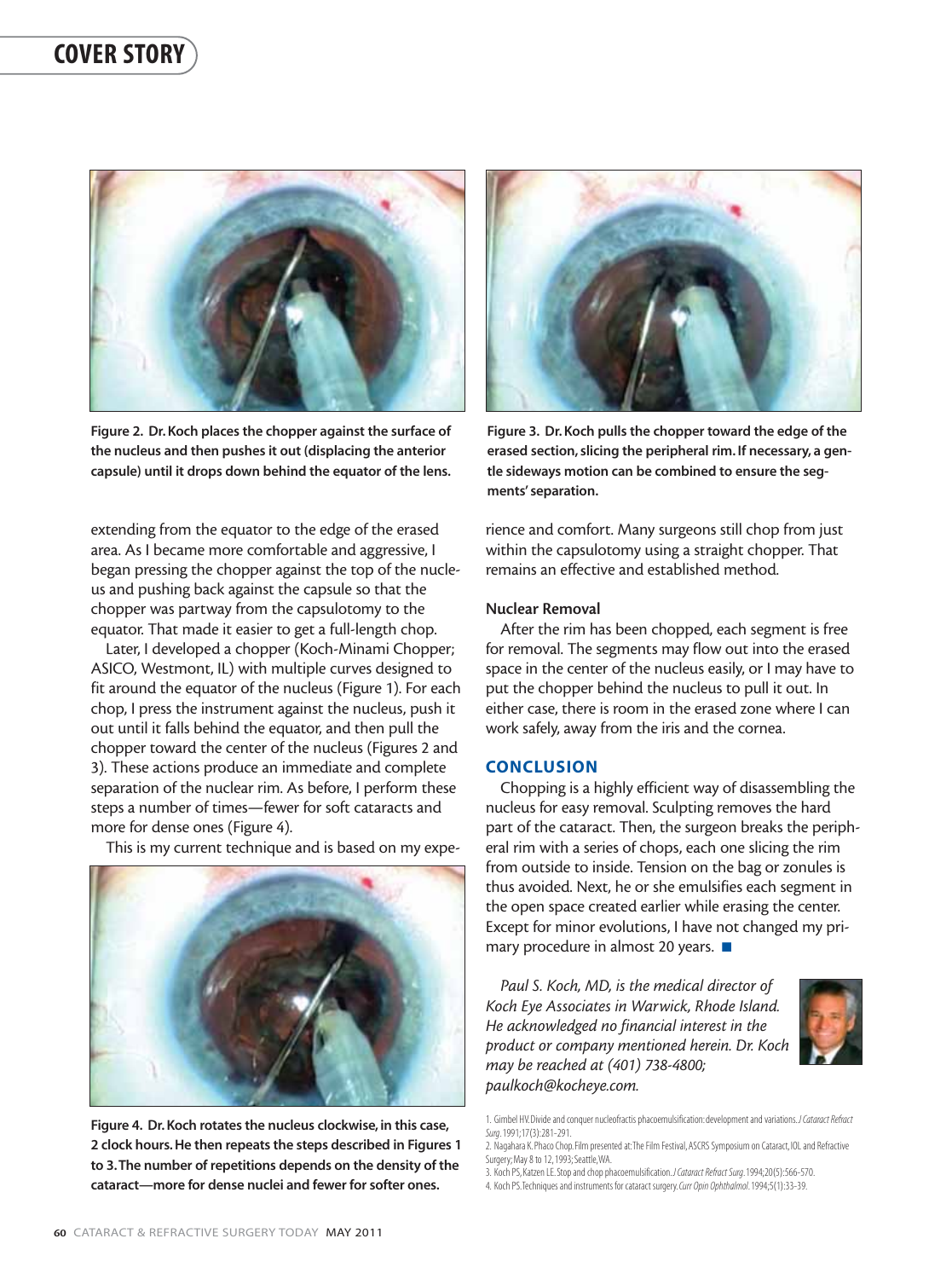Figure 2. Dr. Koch places the chopper against the surface of the nucleus and then pushes it out (displacing the anterior capsule) until it drops down behind the equator of the lens.

Figure 3. Dr. Koch pulls the chopper toward the edge of the erased section, slicing the peripheral rim. If necessary, a gentle sideways motion can be combined to ensure the segments' separation.

extending from the equator to the edge of the erased area. As I became more comfortable and aggressive, I began pressing the chopper against the top of the nucleus and pushing back against the capsule so that the chopper was partway from the capsulotomy to the equator. That made it easier to get a full-length chop.

Later, I developed a chopper (Koch-Minami Chopper; ASICO, Westmont, IL) with multiple curves designed to fit around the equator of the nucleus (Figure 1). For each chop, I press the instrument against the nucleus, push it out until it falls behind the equator, and then pull the chopper toward the center of the nucleus (Figures 2 and 3). These actions produce an immediate and complete separation of the nuclear rim. As before, I perform these steps a number of times—fewer for soft cataracts and more for dense ones (Figure 4).

This is my current technique and is based on my experience and comfort. Many surgeons still chop from just within the capsulotomy using a straight chopper. That remains an effective and established method.

Figure 4. Dr. Koch rotates the nucleus clockwise, in this case, 2 clock hours. He then repeats the steps described in Figures 1 to 3. The number of repetitions depends on the density of the cataract—more for dense nuclei and fewer for softer ones.

### Nuclear Removal

After the rim has been chopped, each segment is free for removal. The segments may flow out into the erased space in the center of the nucleus easily, or I may have to put the chopper behind the nucleus to pull it out. In either case, there is room in the erased zone where I can work safely, away from the iris and the cornea.

## CONCLUSION

Chopping is a highly efficient way of disassembling the nucleus for easy removal. Sculpting removes the hard part of the cataract. Then, the surgeon breaks the peripheral rim with a series of chops, each one slicing the rim from outside to inside. Tension on the bag or zonules is thus avoided. Next, he or she emulsifies each segment in the open space created earlier while erasing the center. Except for minor evolutions, I have not changed my primary procedure in almost 20 years. ■

*Paul S. Koch, MD, is the medical director of Koch Eye Associates in Warwick, Rhode Island. He acknowledged no financial interest in the product or company mentioned herein. Dr. Koch may be reached at (401) 738-4800; paulkoch@kocheye.com.*

1. Gimbel HV. Divide and conquer nucleofractis phacoemulsification: development and variations. *J Cataract Refract Surg*. 1991;17(3):281-291.
2. Nagahara K. Phaco Chop. Film presented at: The Film Festival, ASCRS Symposium on Cataract, IOL and Refractive Surgery; May 8 to 12, 1993; Seattle, WA.
3. Koch PS, Katzen LE. Stop and chop phacoemulsification. *J Cataract Refract Surg*. 1994;20(5):566-570.
4. Koch PS. Techniques and instruments for cataract surgery. *Curr Opin Ophthalmol*. 1994;5(1):33-39.